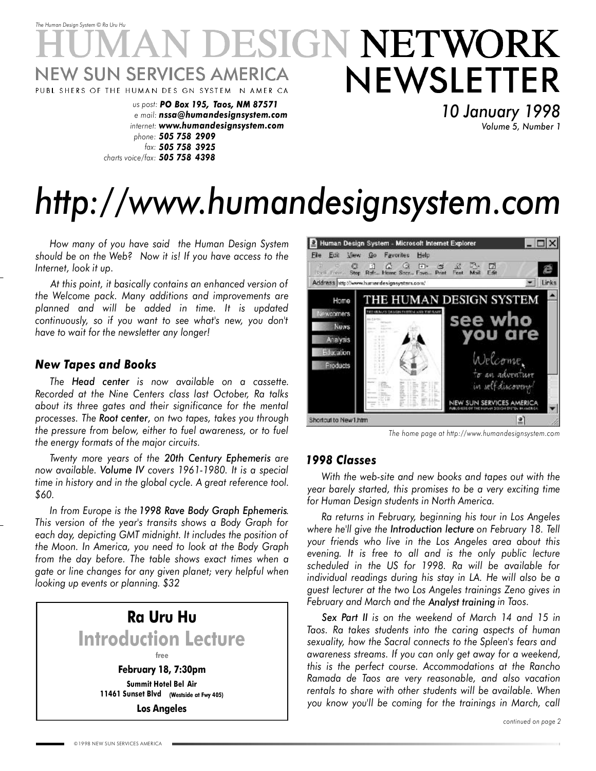*The Human Design System © Ra Uru Hu*

# HUMAN DESIGN NETWORK NEWSLETTER

NEW SUN SERVICES AMERICA

PUBLISHERS OF THE HUMAN DESIGN SYSTEM IN AMERICA

us post: ***PO Box 195, Taos, NM 87571***
e mail: ***nssa@humandesignsystem.com***
internet: ***www.humandesignsystem.com***
phone: ***505 758 2909***
fax: ***505 758 3925***
charts voice/fax: ***505 758 4398***

*10 January 1998*
*Volume 5, Number 1*

# *http://www.humandesignsystem.com*

*How many of you have said the Human Design System should be on the Web? Now it is! If you have access to the Internet, look it up.*

*At this point, it basically contains an enhanced version of the Welcome pack. Many additions and improvements are planned and will be added in time. It is updated continuously, so if you want to see what's new, you don't have to wait for the newsletter any longer!*

## *New Tapes and Books*

*The **Head center** is now available on a cassette. Recorded at the Nine Centers class last October, Ra talks about its three gates and their significance for the mental processes. The **Root center**, on two tapes, takes you through the pressure from below, either to fuel awareness, or to fuel the energy formats of the major circuits.*

*Twenty more years of the **20th Century Ephemeris** are now available. **Volume IV** covers 1961-1980. It is a special time in history and in the global cycle. A great reference tool. $60.*

*In from Europe is the **1998 Rave Body Graph Ephemeris**. This version of the year's transits shows a Body Graph for each day, depicting GMT midnight. It includes the position of the Moon. In America, you need to look at the Body Graph from the day before. The table shows exact times when a gate or line changes for any given planet; very helpful when looking up events or planning. $32*

> **Ra Uru Hu**
> **Introduction Lecture**
> **free**
> **February 18, 7:30pm**
> **Summit Hotel Bel Air**
> **11461 Sunset Blvd (Westside at Fwy 405)**
> **Los Angeles**

*The home page at http://www.humandesignsystem.com*

## *1998 Classes*

*With the web-site and new books and tapes out with the year barely started, this promises to be a very exciting time for Human Design students in North America.*

*Ra returns in February, beginning his tour in Los Angeles where he'll give the **Introduction lecture** on February 18. Tell your friends who live in the Los Angeles area about this evening. It is free to all and is the only public lecture scheduled in the US for 1998. Ra will be available for individual readings during his stay in LA. He will also be a guest lecturer at the two Los Angeles trainings Zeno gives in February and March and the **Analyst training** in Taos.*

***Sex Part II** is on the weekend of March 14 and 15 in Taos. Ra takes students into the caring aspects of human sexuality, how the Sacral connects to the Spleen's fears and awareness streams. If you can only get away for a weekend, this is the perfect course. Accommodations at the Rancho Ramada de Taos are very reasonable, and also vacation rentals to share with other students will be available. When you know you'll be coming for the trainings in March, call*

*continued on page 2*

©1998 NEW SUN SERVICES AMERICA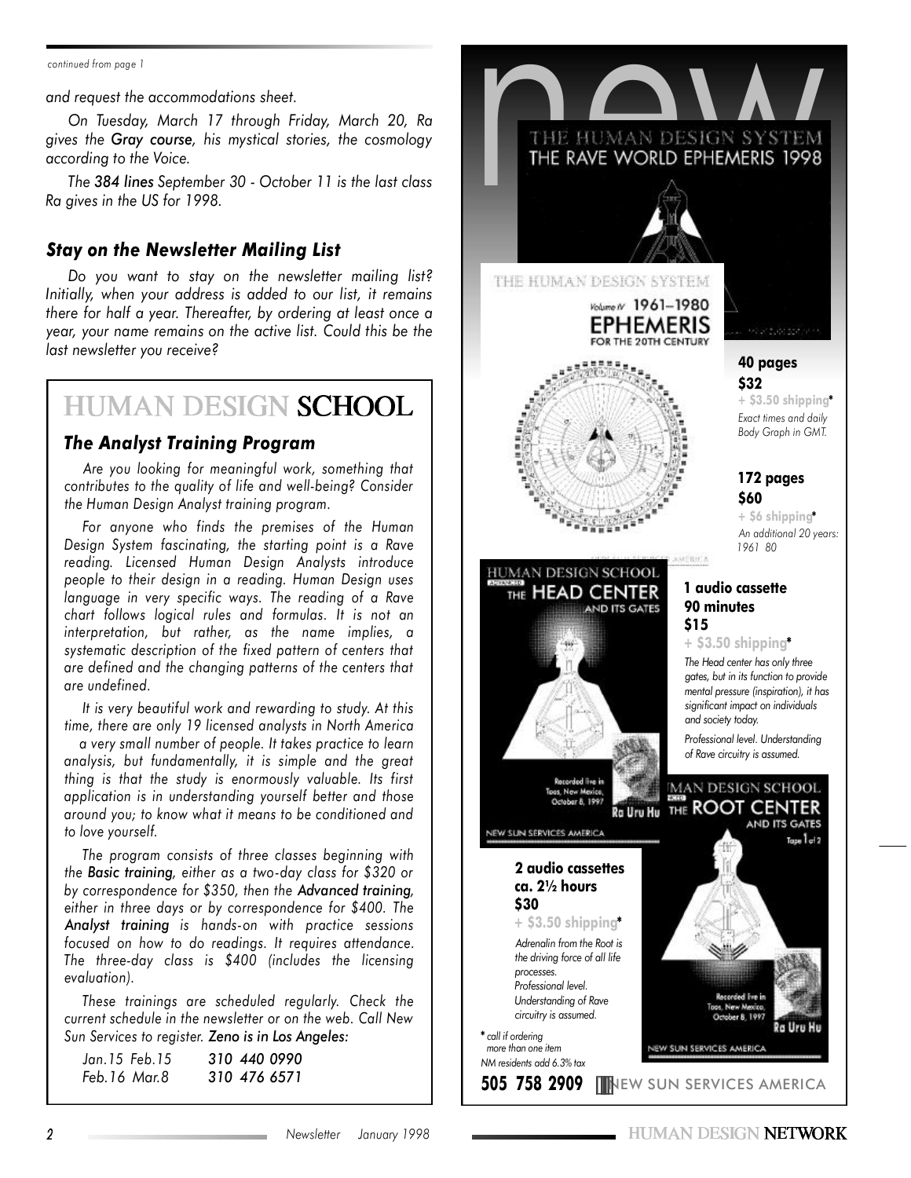*continued from page 1*

*and request the accommodations sheet.*

*On Tuesday, March 17 through Friday, March 20, Ra gives the **Gray course**, his mystical stories, the cosmology according to the Voice.*

*The **384 lines** September 30 - October 11 is the last class Ra gives in the US for 1998.*

### *Stay on the Newsletter Mailing List*

*Do you want to stay on the newsletter mailing list? Initially, when your address is added to our list, it remains there for half a year. Thereafter, by ordering at least once a year, your name remains on the active list. Could this be the last newsletter you receive?*

## HUMAN DESIGN SCHOOL

### *The Analyst Training Program*

*Are you looking for meaningful work, something that contributes to the quality of life and well-being? Consider the Human Design Analyst training program.*

*For anyone who finds the premises of the Human Design System fascinating, the starting point is a Rave reading. Licensed Human Design Analysts introduce people to their design in a reading. Human Design uses language in very specific ways. The reading of a Rave chart follows logical rules and formulas. It is not an interpretation, but rather, as the name implies, a systematic description of the fixed pattern of centers that are defined and the changing patterns of the centers that are undefined.*

*It is very beautiful work and rewarding to study. At this time, there are only 19 licensed analysts in North America a very small number of people. It takes practice to learn analysis, but fundamentally, it is simple and the great thing is that the study is enormously valuable. Its first application is in understanding yourself better and those around you; to know what it means to be conditioned and to love yourself.*

*The program consists of three classes beginning with the **Basic training**, either as a two-day class for $320 or by correspondence for $350, then the **Advanced training**, either in three days or by correspondence for $400. The **Analyst training** is hands-on with practice sessions focused on how to do readings. It requires attendance. The three-day class is $400 (includes the licensing evaluation).*

*These trainings are scheduled regularly. Check the current schedule in the newsletter or on the web. Call New Sun Services to register. **Zeno is in Los Angeles:***

| | |
|---|---|
| *Jan.15 Feb.15* | *310 440 0990* |
| *Feb.16 Mar.8* | *310 476 6571* |

# new

**THE HUMAN DESIGN SYSTEM**
**THE RAVE WORLD EPHEMERIS 1998**

**40 pages**
**$32**
**+ $3.50 shipping***
*Exact times and daily Body Graph in GMT.*

**THE HUMAN DESIGN SYSTEM**
**Volume IV 1961–1980**
**EPHEMERIS FOR THE 20TH CENTURY**

**172 pages**
**$60**
**+ $6 shipping***
*An additional 20 years: 1961 80*

**HUMAN DESIGN SCHOOL — ADVANCED — THE HEAD CENTER AND ITS GATES**
Recorded live in Taos, New Mexico, October 8, 1997 — Ra Uru Hu — NEW SUN SERVICES AMERICA

**1 audio cassette**
**90 minutes**
**$15**
**+ $3.50 shipping***
*The Head center has only three gates, but in its function to provide mental pressure (inspiration), it has significant impact on individuals and society today.*

*Professional level. Understanding of Rave circuitry is assumed.*

**HUMAN DESIGN SCHOOL — ADVANCED — THE ROOT CENTER AND ITS GATES** — Tape 1 of 2
Recorded live in Taos, New Mexico, October 8, 1997 — Ra Uru Hu — NEW SUN SERVICES AMERICA

**2 audio cassettes**
**ca. 2½ hours**
**$30**
**+ $3.50 shipping***
*Adrenalin from the Root is the driving force of all life processes.*
*Professional level. Understanding of Rave circuitry is assumed.*

** call if ordering more than one item*
*NM residents add 6.3% tax*

**505 758 2909** NEW SUN SERVICES AMERICA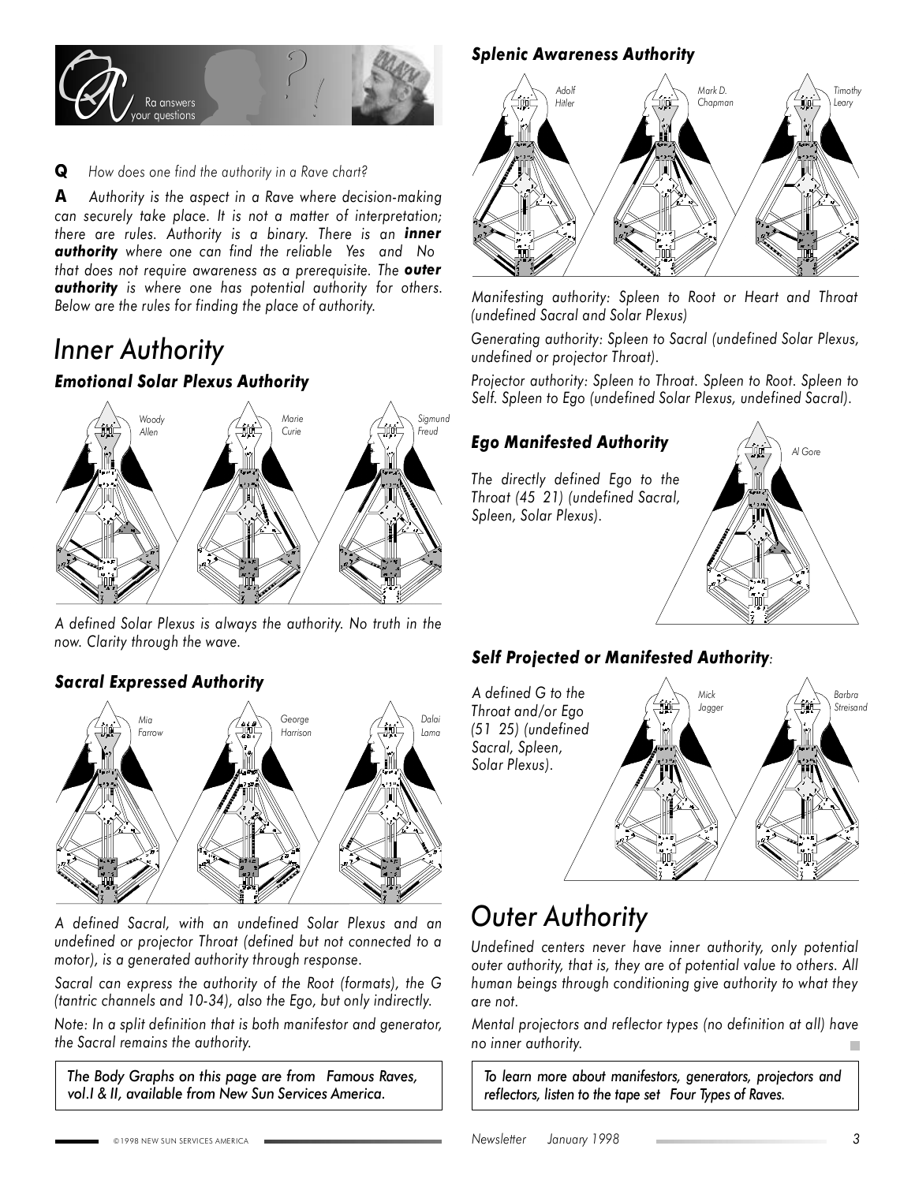Q&A — Ra answers your questions

**Q** *How does one find the authority in a Rave chart?*

**A** *Authority is the aspect in a Rave where decision-making can securely take place. It is not a matter of interpretation; there are rules. Authority is a binary. There is an* ***inner authority*** *where one can find the reliable Yes and No that does not require awareness as a prerequisite. The* ***outer authority*** *is where one has potential authority for others. Below are the rules for finding the place of authority.*

# Inner Authority

### *Emotional Solar Plexus Authority*

Woody Allen — Marie Curie — Sigmund Freud

*A defined Solar Plexus is always the authority. No truth in the now. Clarity through the wave.*

### *Sacral Expressed Authority*

Mia Farrow — George Harrison — Dalai Lama

*A defined Sacral, with an undefined Solar Plexus and an undefined or projector Throat (defined but not connected to a motor), is a generated authority through response.*

*Sacral can express the authority of the Root (formats), the G (tantric channels and 10-34), also the Ego, but only indirectly.*

*Note: In a split definition that is both manifestor and generator, the Sacral remains the authority.*

*The Body Graphs on this page are from Famous Raves, vol.I & II, available from New Sun Services America.*

### *Splenic Awareness Authority*

Adolf Hitler — Mark D. Chapman — Timothy Leary

*Manifesting authority: Spleen to Root or Heart and Throat (undefined Sacral and Solar Plexus)*

*Generating authority: Spleen to Sacral (undefined Solar Plexus, undefined or projector Throat).*

*Projector authority: Spleen to Throat. Spleen to Root. Spleen to Self. Spleen to Ego (undefined Solar Plexus, undefined Sacral).*

### *Ego Manifested Authority*

Al Gore

*The directly defined Ego to the Throat (45 21) (undefined Sacral, Spleen, Solar Plexus).*

### *Self Projected or Manifested Authority:*

Mick Jagger — Barbra Streisand

*A defined G to the Throat and/or Ego (51 25) (undefined Sacral, Spleen, Solar Plexus).*

# Outer Authority

*Undefined centers never have inner authority, only potential outer authority, that is, they are of potential value to others. All human beings through conditioning give authority to what they are not.*

*Mental projectors and reflector types (no definition at all) have no inner authority.*

*To learn more about manifestors, generators, projectors and reflectors, listen to the tape set Four Types of Raves.*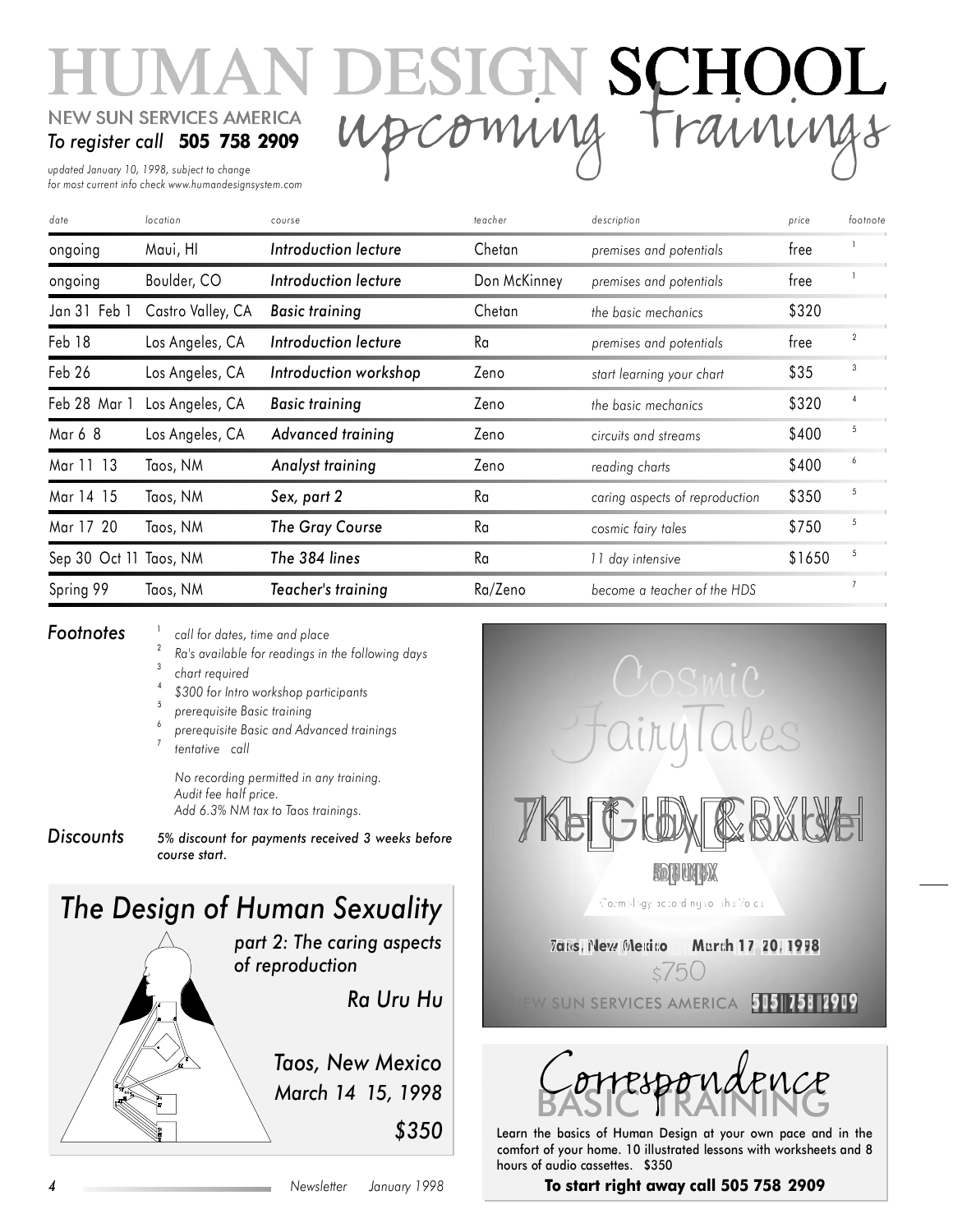# HUMAN DESIGN SCHOOL upcoming trainings

NEW SUN SERVICES AMERICA

*To register call* **505 758 2909**

*updated January 10, 1998, subject to change*
*for most current info check www.humandesignsystem.com*

| date | location | course | teacher | description | price | footnote |
|---|---|---|---|---|---|---|
| ongoing | Maui, HI | *Introduction lecture* | Chetan | *premises and potentials* | free | 1 |
| ongoing | Boulder, CO | *Introduction lecture* | Don McKinney | *premises and potentials* | free | 1 |
| Jan 31 Feb 1 | Castro Valley, CA | *Basic training* | Chetan | *the basic mechanics* | $320 | |
| Feb 18 | Los Angeles, CA | *Introduction lecture* | Ra | *premises and potentials* | free | 2 |
| Feb 26 | Los Angeles, CA | *Introduction workshop* | Zeno | *start learning your chart* | $35 | 3 |
| Feb 28 Mar 1 | Los Angeles, CA | *Basic training* | Zeno | *the basic mechanics* | $320 | 4 |
| Mar 6 8 | Los Angeles, CA | *Advanced training* | Zeno | *circuits and streams* | $400 | 5 |
| Mar 11 13 | Taos, NM | *Analyst training* | Zeno | *reading charts* | $400 | 6 |
| Mar 14 15 | Taos, NM | *Sex, part 2* | Ra | *caring aspects of reproduction* | $350 | 5 |
| Mar 17 20 | Taos, NM | *The Gray Course* | Ra | *cosmic fairy tales* | $750 | 5 |
| Sep 30 Oct 11 | Taos, NM | *The 384 lines* | Ra | *11 day intensive* | $1650 | 5 |
| Spring 99 | Taos, NM | *Teacher's training* | Ra/Zeno | *become a teacher of the HDS* | | 7 |

*Footnotes*

1. *call for dates, time and place*
2. *Ra's available for readings in the following days*
3. *chart required*
4. *$300 for Intro workshop participants*
5. *prerequisite Basic training*
6. *prerequisite Basic and Advanced trainings*
7. *tentative call*

*No recording permitted in any training.*
*Audit fee half price.*
*Add 6.3% NM tax to Taos trainings.*

*Discounts* *5% discount for payments received 3 weeks before course start.*

## *The Design of Human Sexuality*

*part 2: The caring aspects of reproduction*

*Ra Uru Hu*

*Taos, New Mexico*
*March 14 15, 1998*

*$350*

Cosmic FairyTales

The Gray Course

Cosmology according to the Voice

Taos, New Mexico March 17 20, 1998

$750

NEW SUN SERVICES AMERICA 505 758 2909

## Correspondence BASIC TRAINING

Learn the basics of Human Design at your own pace and in the comfort of your home. 10 illustrated lessons with worksheets and 8 hours of audio cassettes. $350

**To start right away call 505 758 2909**